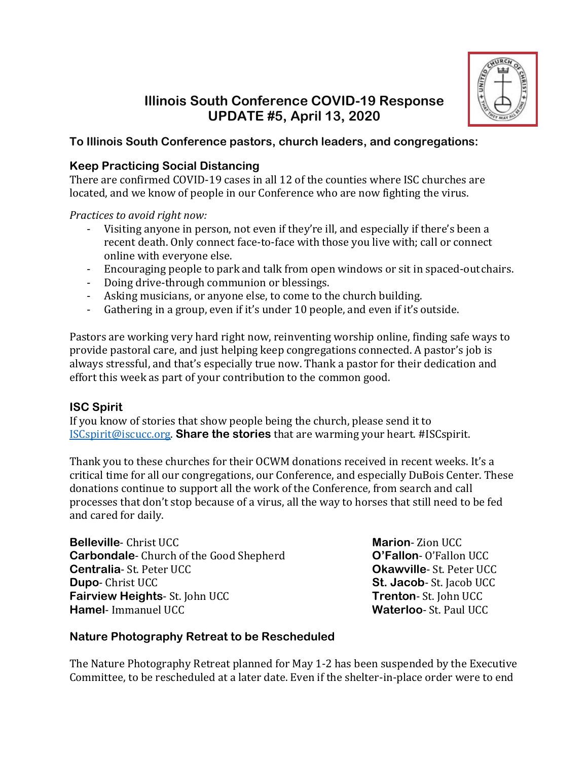# Illinois South Conference COVID-19 Response
# UPDATE #5, April 13, 2020

**To Illinois South Conference pastors, church leaders, and congregations:**

## Keep Practicing Social Distancing

There are confirmed COVID-19 cases in all 12 of the counties where ISC churches are located, and we know of people in our Conference who are now fighting the virus.

*Practices to avoid right now:*

- Visiting anyone in person, not even if they're ill, and especially if there's been a recent death. Only connect face-to-face with those you live with; call or connect online with everyone else.
- Encouraging people to park and talk from open windows or sit in spaced-out chairs.
- Doing drive-through communion or blessings.
- Asking musicians, or anyone else, to come to the church building.
- Gathering in a group, even if it's under 10 people, and even if it's outside.

Pastors are working very hard right now, reinventing worship online, finding safe ways to provide pastoral care, and just helping keep congregations connected. A pastor's job is always stressful, and that's especially true now. Thank a pastor for their dedication and effort this week as part of your contribution to the common good.

## ISC Spirit

If you know of stories that show people being the church, please send it to ISCspirit@iscucc.org. **Share the stories** that are warming your heart. #ISCspirit.

Thank you to these churches for their OCWM donations received in recent weeks. It's a critical time for all our congregations, our Conference, and especially DuBois Center. These donations continue to support all the work of the Conference, from search and call processes that don't stop because of a virus, all the way to horses that still need to be fed and cared for daily.

**Belleville**- Christ UCC
**Carbondale**- Church of the Good Shepherd
**Centralia**- St. Peter UCC
**Dupo**- Christ UCC
**Fairview Heights**- St. John UCC
**Hamel**- Immanuel UCC
**Marion**- Zion UCC
**O'Fallon**- O'Fallon UCC
**Okawville**- St. Peter UCC
**St. Jacob**- St. Jacob UCC
**Trenton**- St. John UCC
**Waterloo**- St. Paul UCC

## Nature Photography Retreat to be Rescheduled

The Nature Photography Retreat planned for May 1-2 has been suspended by the Executive Committee, to be rescheduled at a later date. Even if the shelter-in-place order were to end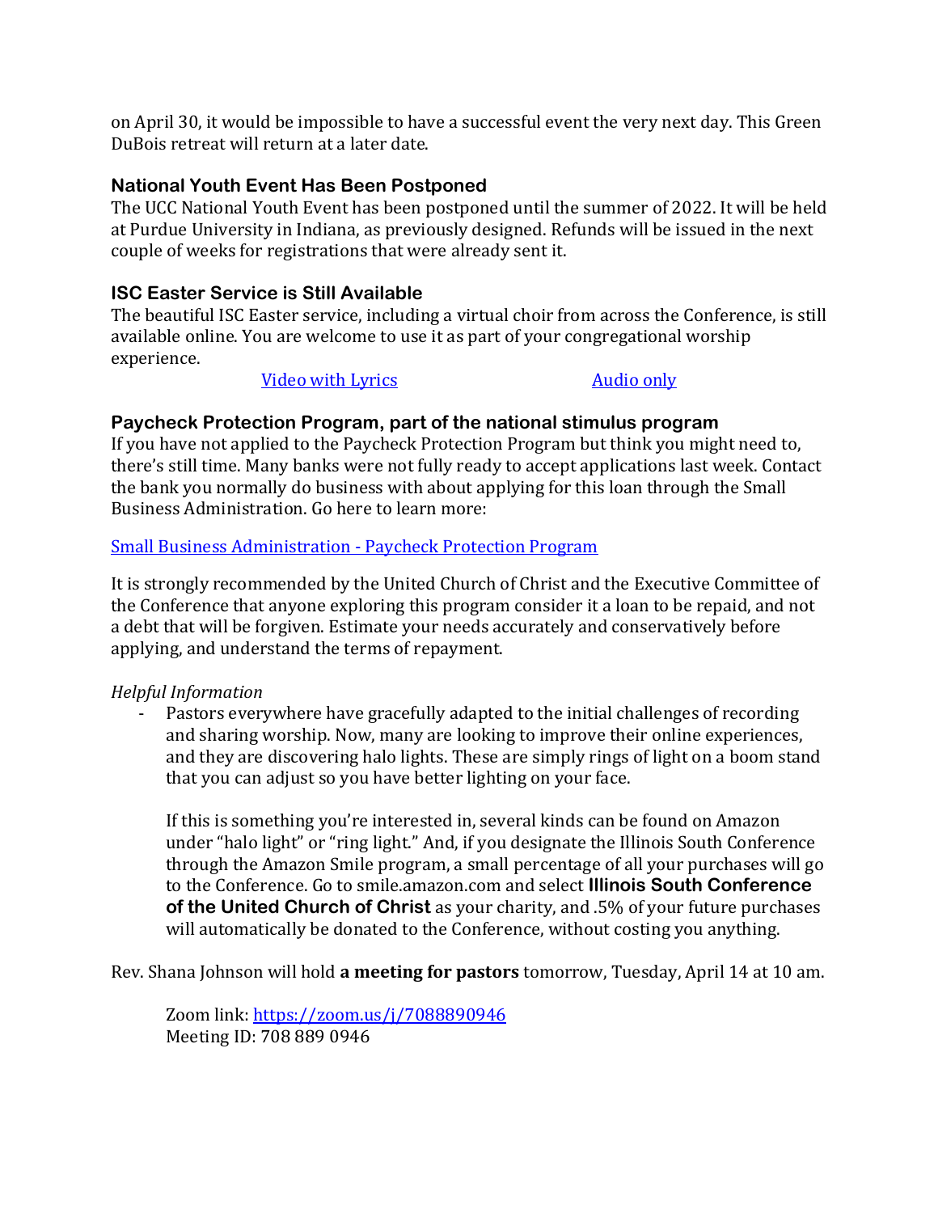on April 30, it would be impossible to have a successful event the very next day. This Green DuBois retreat will return at a later date.

### National Youth Event Has Been Postponed

The UCC National Youth Event has been postponed until the summer of 2022. It will be held at Purdue University in Indiana, as previously designed. Refunds will be issued in the next couple of weeks for registrations that were already sent it.

### ISC Easter Service is Still Available

The beautiful ISC Easter service, including a virtual choir from across the Conference, is still available online. You are welcome to use it as part of your congregational worship experience.

Video with Lyrics　　　　Audio only

### Paycheck Protection Program, part of the national stimulus program

If you have not applied to the Paycheck Protection Program but think you might need to, there's still time. Many banks were not fully ready to accept applications last week. Contact the bank you normally do business with about applying for this loan through the Small Business Administration. Go here to learn more:

Small Business Administration - Paycheck Protection Program

It is strongly recommended by the United Church of Christ and the Executive Committee of the Conference that anyone exploring this program consider it a loan to be repaid, and not a debt that will be forgiven. Estimate your needs accurately and conservatively before applying, and understand the terms of repayment.

*Helpful Information*

- Pastors everywhere have gracefully adapted to the initial challenges of recording and sharing worship. Now, many are looking to improve their online experiences, and they are discovering halo lights. These are simply rings of light on a boom stand that you can adjust so you have better lighting on your face.

  If this is something you're interested in, several kinds can be found on Amazon under "halo light" or "ring light." And, if you designate the Illinois South Conference through the Amazon Smile program, a small percentage of all your purchases will go to the Conference. Go to smile.amazon.com and select **Illinois South Conference of the United Church of Christ** as your charity, and .5% of your future purchases will automatically be donated to the Conference, without costing you anything.

Rev. Shana Johnson will hold **a meeting for pastors** tomorrow, Tuesday, April 14 at 10 am.

Zoom link: https://zoom.us/j/7088890946
Meeting ID: 708 889 0946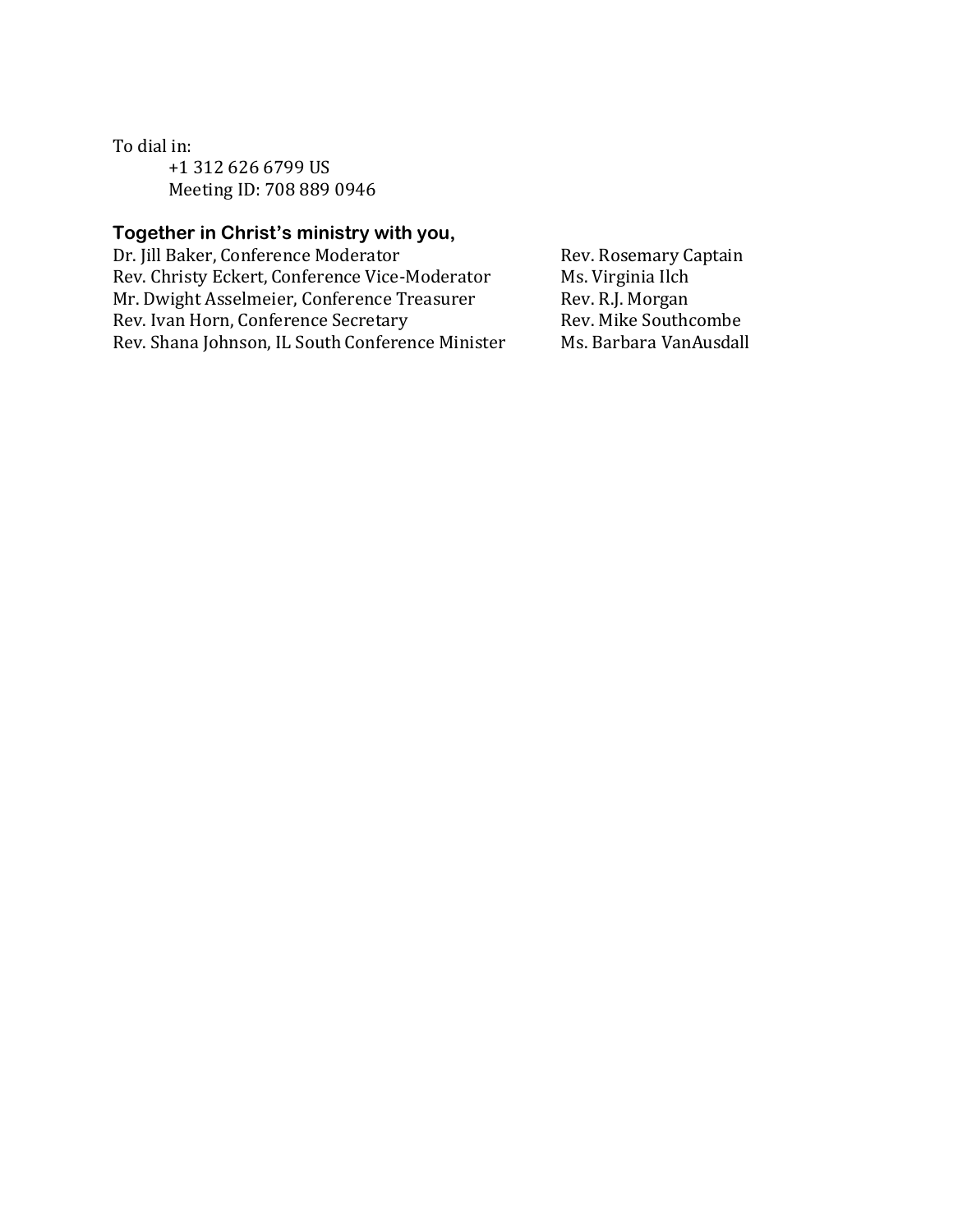To dial in:

+1 312 626 6799 US

Meeting ID: 708 889 0946

**Together in Christ's ministry with you,**

Dr. Jill Baker, Conference Moderator
Rev. Christy Eckert, Conference Vice-Moderator
Mr. Dwight Asselmeier, Conference Treasurer
Rev. Ivan Horn, Conference Secretary
Rev. Shana Johnson, IL South Conference Minister

Rev. Rosemary Captain
Ms. Virginia Ilch
Rev. R.J. Morgan
Rev. Mike Southcombe
Ms. Barbara VanAusdall